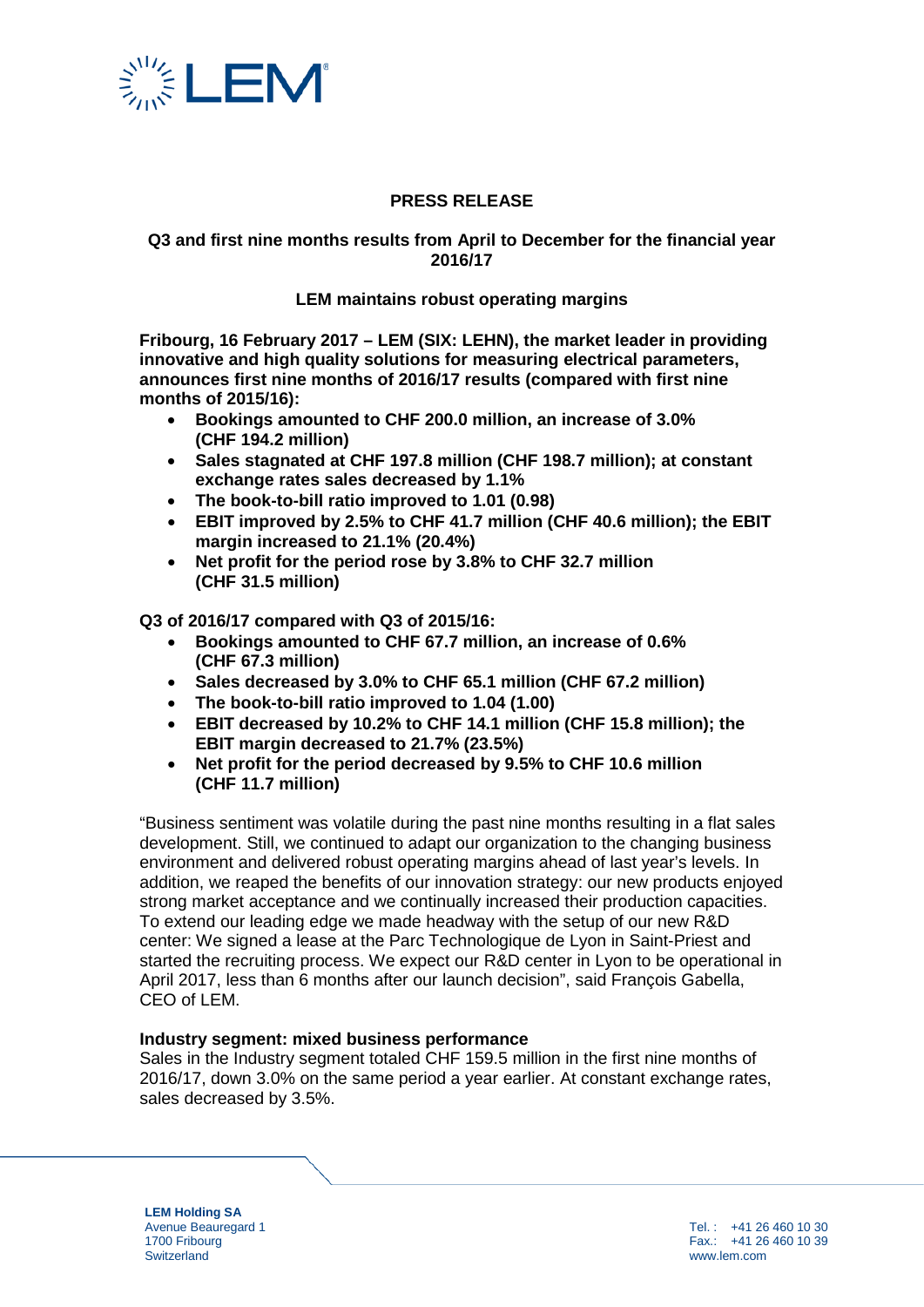**PRESS RELEASE**

**Q3 and first nine months results from April to December for the financial year 2016/17**

**LEM maintains robust operating margins**

**Fribourg, 16 February 2017 – LEM (SIX: LEHN), the market leader in providing innovative and high quality solutions for measuring electrical parameters, announces first nine months of 2016/17 results (compared with first nine months of 2015/16):**

- **Bookings amounted to CHF 200.0 million, an increase of 3.0% (CHF 194.2 million)**
- **Sales stagnated at CHF 197.8 million (CHF 198.7 million); at constant exchange rates sales decreased by 1.1%**
- **The book-to-bill ratio improved to 1.01 (0.98)**
- **EBIT improved by 2.5% to CHF 41.7 million (CHF 40.6 million); the EBIT margin increased to 21.1% (20.4%)**
- **Net profit for the period rose by 3.8% to CHF 32.7 million (CHF 31.5 million)**

**Q3 of 2016/17 compared with Q3 of 2015/16:**

- **Bookings amounted to CHF 67.7 million, an increase of 0.6% (CHF 67.3 million)**
- **Sales decreased by 3.0% to CHF 65.1 million (CHF 67.2 million)**
- **The book-to-bill ratio improved to 1.04 (1.00)**
- **EBIT decreased by 10.2% to CHF 14.1 million (CHF 15.8 million); the EBIT margin decreased to 21.7% (23.5%)**
- **Net profit for the period decreased by 9.5% to CHF 10.6 million (CHF 11.7 million)**

"Business sentiment was volatile during the past nine months resulting in a flat sales development. Still, we continued to adapt our organization to the changing business environment and delivered robust operating margins ahead of last year's levels. In addition, we reaped the benefits of our innovation strategy: our new products enjoyed strong market acceptance and we continually increased their production capacities. To extend our leading edge we made headway with the setup of our new R&D center: We signed a lease at the Parc Technologique de Lyon in Saint-Priest and started the recruiting process. We expect our R&D center in Lyon to be operational in April 2017, less than 6 months after our launch decision", said François Gabella, CEO of LEM.

**Industry segment: mixed business performance**

Sales in the Industry segment totaled CHF 159.5 million in the first nine months of 2016/17, down 3.0% on the same period a year earlier. At constant exchange rates, sales decreased by 3.5%.

**LEM Holding SA**
Avenue Beauregard 1
1700 Fribourg
Switzerland

Tel.: +41 26 460 10 30
Fax.: +41 26 460 10 39
www.lem.com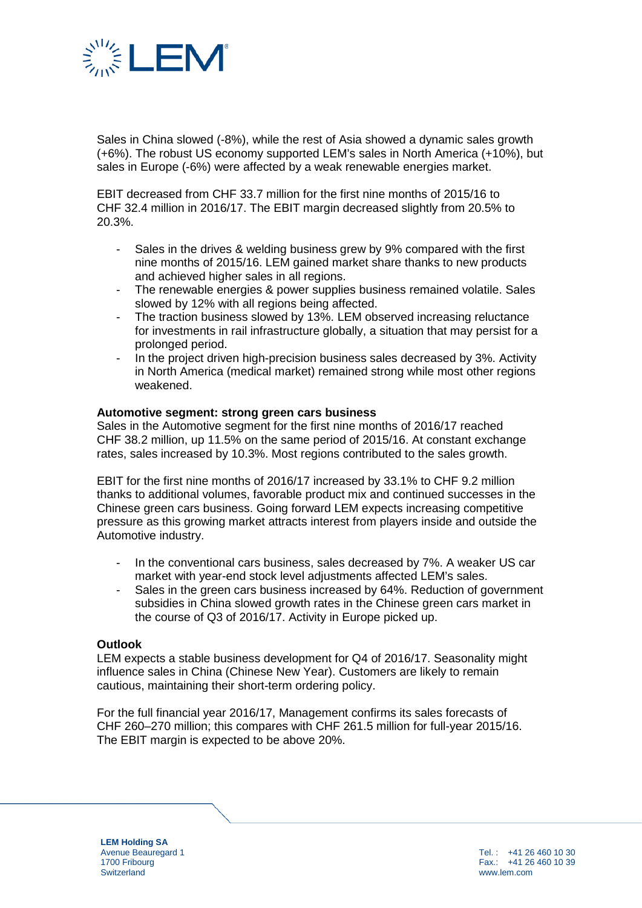Sales in China slowed (-8%), while the rest of Asia showed a dynamic sales growth (+6%). The robust US economy supported LEM's sales in North America (+10%), but sales in Europe (-6%) were affected by a weak renewable energies market.

EBIT decreased from CHF 33.7 million for the first nine months of 2015/16 to CHF 32.4 million in 2016/17. The EBIT margin decreased slightly from 20.5% to 20.3%.

- Sales in the drives & welding business grew by 9% compared with the first nine months of 2015/16. LEM gained market share thanks to new products and achieved higher sales in all regions.
- The renewable energies & power supplies business remained volatile. Sales slowed by 12% with all regions being affected.
- The traction business slowed by 13%. LEM observed increasing reluctance for investments in rail infrastructure globally, a situation that may persist for a prolonged period.
- In the project driven high-precision business sales decreased by 3%. Activity in North America (medical market) remained strong while most other regions weakened.

**Automotive segment: strong green cars business**

Sales in the Automotive segment for the first nine months of 2016/17 reached CHF 38.2 million, up 11.5% on the same period of 2015/16. At constant exchange rates, sales increased by 10.3%. Most regions contributed to the sales growth.

EBIT for the first nine months of 2016/17 increased by 33.1% to CHF 9.2 million thanks to additional volumes, favorable product mix and continued successes in the Chinese green cars business. Going forward LEM expects increasing competitive pressure as this growing market attracts interest from players inside and outside the Automotive industry.

- In the conventional cars business, sales decreased by 7%. A weaker US car market with year-end stock level adjustments affected LEM's sales.
- Sales in the green cars business increased by 64%. Reduction of government subsidies in China slowed growth rates in the Chinese green cars market in the course of Q3 of 2016/17. Activity in Europe picked up.

**Outlook**

LEM expects a stable business development for Q4 of 2016/17. Seasonality might influence sales in China (Chinese New Year). Customers are likely to remain cautious, maintaining their short-term ordering policy.

For the full financial year 2016/17, Management confirms its sales forecasts of CHF 260–270 million; this compares with CHF 261.5 million for full-year 2015/16. The EBIT margin is expected to be above 20%.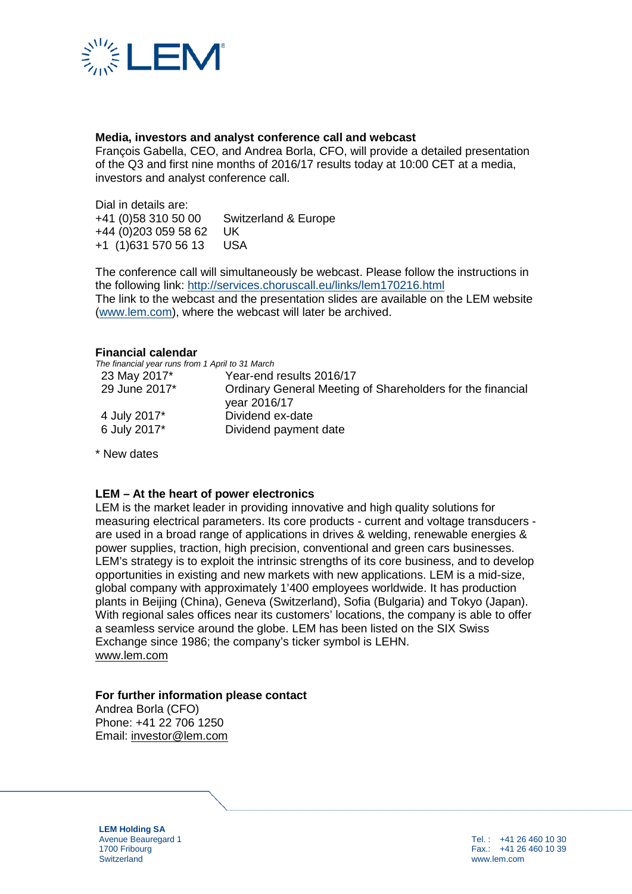### Media, investors and analyst conference call and webcast

François Gabella, CEO, and Andrea Borla, CFO, will provide a detailed presentation of the Q3 and first nine months of 2016/17 results today at 10:00 CET at a media, investors and analyst conference call.

Dial in details are:

| | |
|---|---|
| +41 (0)58 310 50 00 | Switzerland & Europe |
| +44 (0)203 059 58 62 | UK |
| +1 (1)631 570 56 13 | USA |

The conference call will simultaneously be webcast. Please follow the instructions in the following link: http://services.choruscall.eu/links/lem170216.html
The link to the webcast and the presentation slides are available on the LEM website (www.lem.com), where the webcast will later be archived.

### Financial calendar

*The financial year runs from 1 April to 31 March*

| | |
|---|---|
| 23 May 2017* | Year-end results 2016/17 |
| 29 June 2017* | Ordinary General Meeting of Shareholders for the financial year 2016/17 |
| 4 July 2017* | Dividend ex-date |
| 6 July 2017* | Dividend payment date |

\* New dates

### LEM – At the heart of power electronics

LEM is the market leader in providing innovative and high quality solutions for measuring electrical parameters. Its core products - current and voltage transducers - are used in a broad range of applications in drives & welding, renewable energies & power supplies, traction, high precision, conventional and green cars businesses. LEM's strategy is to exploit the intrinsic strengths of its core business, and to develop opportunities in existing and new markets with new applications. LEM is a mid-size, global company with approximately 1'400 employees worldwide. It has production plants in Beijing (China), Geneva (Switzerland), Sofia (Bulgaria) and Tokyo (Japan). With regional sales offices near its customers' locations, the company is able to offer a seamless service around the globe. LEM has been listed on the SIX Swiss Exchange since 1986; the company's ticker symbol is LEHN.
www.lem.com

### For further information please contact

Andrea Borla (CFO)
Phone: +41 22 706 1250
Email: investor@lem.com

**LEM Holding SA**
Avenue Beauregard 1
1700 Fribourg
Switzerland

Tel.: +41 26 460 10 30
Fax.: +41 26 460 10 39
www.lem.com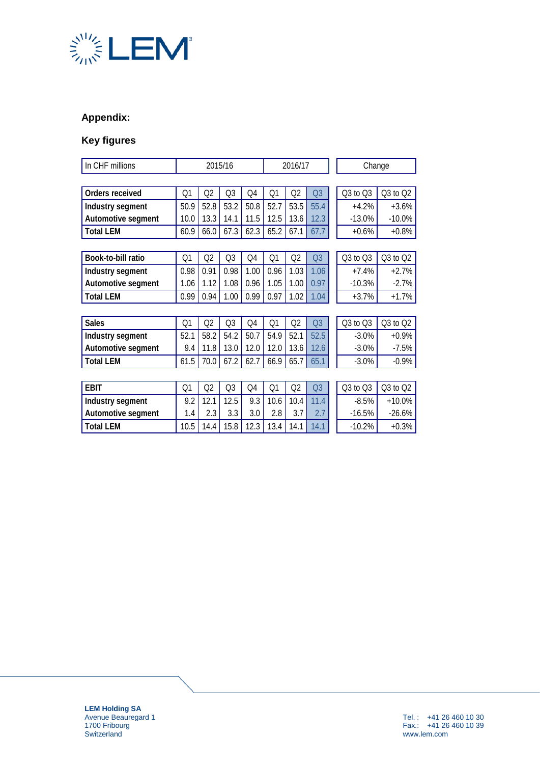## Appendix:

## Key figures

| In CHF millions | 2015/16 | | | | 2016/17 | | | Change | |
|---|---|---|---|---|---|---|---|---|---|
| **Orders received** | Q1 | Q2 | Q3 | Q4 | Q1 | Q2 | Q3 | Q3 to Q3 | Q3 to Q2 |
| **Industry segment** | 50.9 | 52.8 | 53.2 | 50.8 | 52.7 | 53.5 | 55.4 | +4.2% | +3.6% |
| **Automotive segment** | 10.0 | 13.3 | 14.1 | 11.5 | 12.5 | 13.6 | 12.3 | -13.0% | -10.0% |
| **Total LEM** | 60.9 | 66.0 | 67.3 | 62.3 | 65.2 | 67.1 | 67.7 | +0.6% | +0.8% |
| **Book-to-bill ratio** | Q1 | Q2 | Q3 | Q4 | Q1 | Q2 | Q3 | Q3 to Q3 | Q3 to Q2 |
| **Industry segment** | 0.98 | 0.91 | 0.98 | 1.00 | 0.96 | 1.03 | 1.06 | +7.4% | +2.7% |
| **Automotive segment** | 1.06 | 1.12 | 1.08 | 0.96 | 1.05 | 1.00 | 0.97 | -10.3% | -2.7% |
| **Total LEM** | 0.99 | 0.94 | 1.00 | 0.99 | 0.97 | 1.02 | 1.04 | +3.7% | +1.7% |
| **Sales** | Q1 | Q2 | Q3 | Q4 | Q1 | Q2 | Q3 | Q3 to Q3 | Q3 to Q2 |
| **Industry segment** | 52.1 | 58.2 | 54.2 | 50.7 | 54.9 | 52.1 | 52.5 | -3.0% | +0.9% |
| **Automotive segment** | 9.4 | 11.8 | 13.0 | 12.0 | 12.0 | 13.6 | 12.6 | -3.0% | -7.5% |
| **Total LEM** | 61.5 | 70.0 | 67.2 | 62.7 | 66.9 | 65.7 | 65.1 | -3.0% | -0.9% |
| **EBIT** | Q1 | Q2 | Q3 | Q4 | Q1 | Q2 | Q3 | Q3 to Q3 | Q3 to Q2 |
| **Industry segment** | 9.2 | 12.1 | 12.5 | 9.3 | 10.6 | 10.4 | 11.4 | -8.5% | +10.0% |
| **Automotive segment** | 1.4 | 2.3 | 3.3 | 3.0 | 2.8 | 3.7 | 2.7 | -16.5% | -26.6% |
| **Total LEM** | 10.5 | 14.4 | 15.8 | 12.3 | 13.4 | 14.1 | 14.1 | -10.2% | +0.3% |

**LEM Holding SA**
Avenue Beauregard 1
1700 Fribourg
Switzerland

Tel. : +41 26 460 10 30
Fax.: +41 26 460 10 39
www.lem.com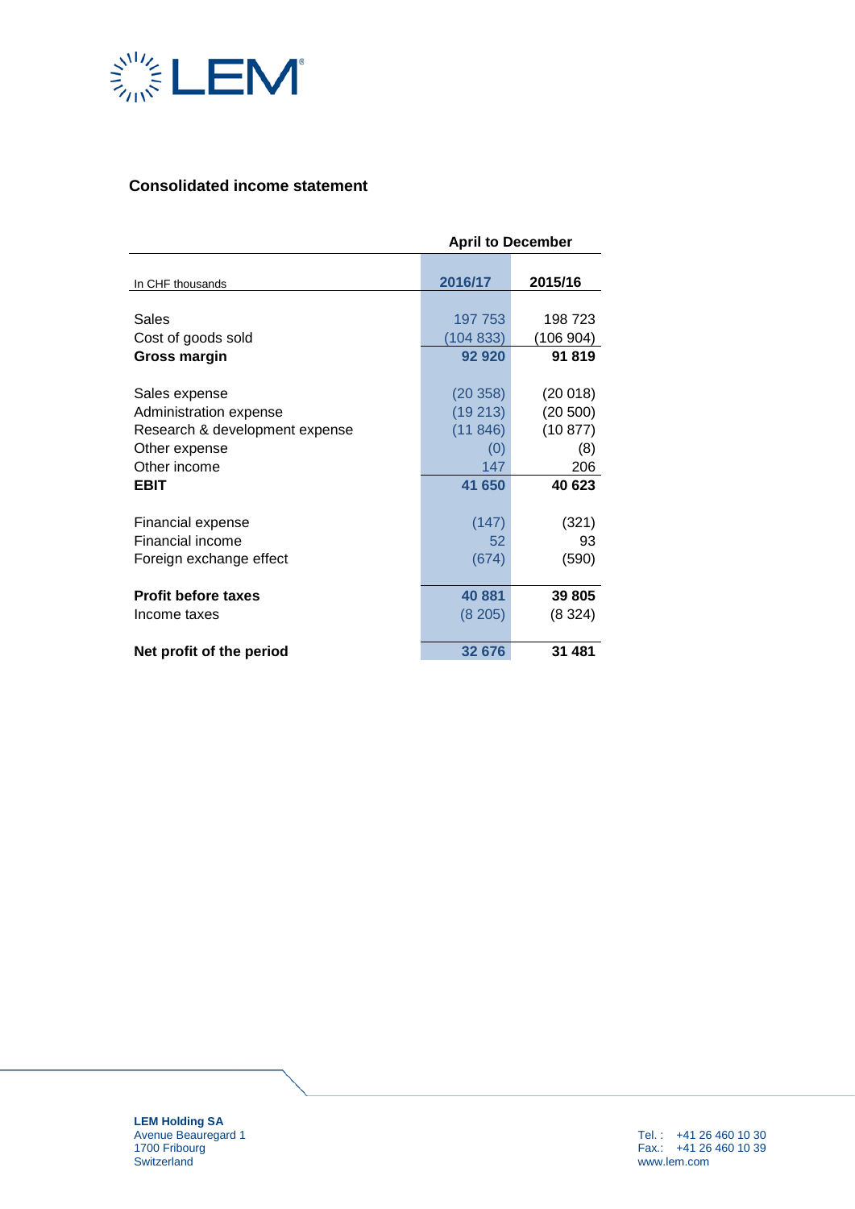## Consolidated income statement

| In CHF thousands | April to December 2016/17 | April to December 2015/16 |
|---|---|---|
| Sales | 197 753 | 198 723 |
| Cost of goods sold | (104 833) | (106 904) |
| **Gross margin** | **92 920** | **91 819** |
| Sales expense | (20 358) | (20 018) |
| Administration expense | (19 213) | (20 500) |
| Research & development expense | (11 846) | (10 877) |
| Other expense | (0) | (8) |
| Other income | 147 | 206 |
| **EBIT** | **41 650** | **40 623** |
| Financial expense | (147) | (321) |
| Financial income | 52 | 93 |
| Foreign exchange effect | (674) | (590) |
| **Profit before taxes** | **40 881** | **39 805** |
| Income taxes | (8 205) | (8 324) |
| **Net profit of the period** | **32 676** | **31 481** |

**LEM Holding SA**
Avenue Beauregard 1
1700 Fribourg
Switzerland

Tel. : +41 26 460 10 30
Fax.: +41 26 460 10 39
www.lem.com